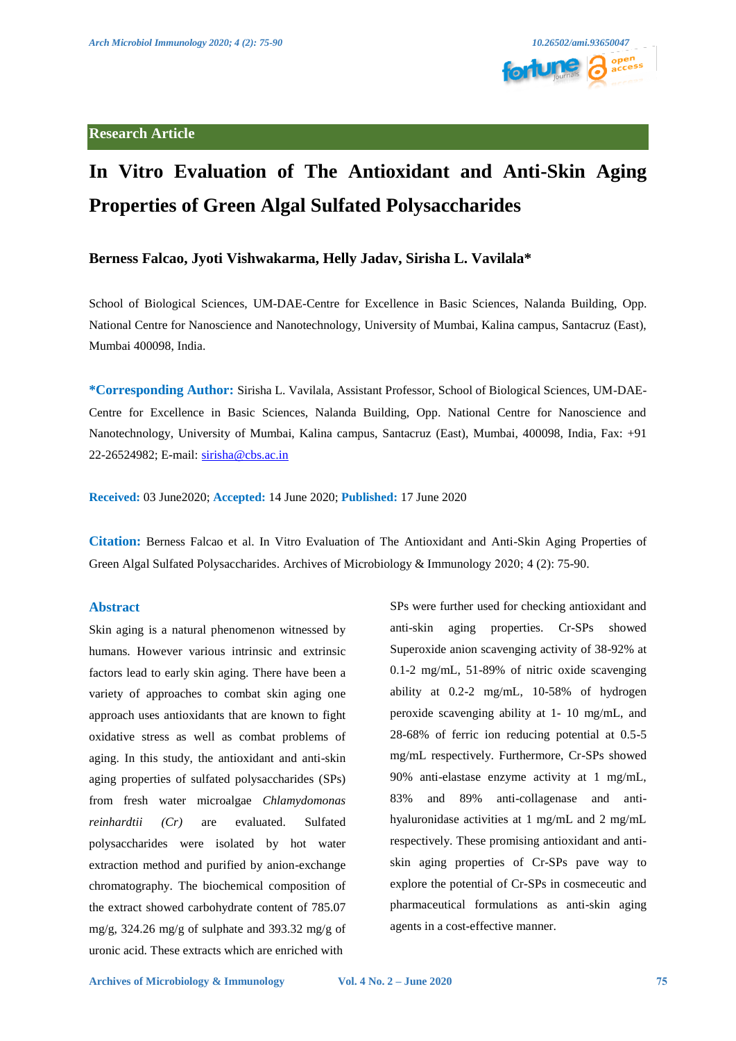Research Article

# In Vitro Evaluation of The Antioxidant and Anti-Skin Aging Properties of Green Algal Sulfated Polysaccharides

**Berness Falcao, Jyoti Vishwakarma, Helly Jadav, Sirisha L. Vavilala***

School of Biological Sciences, UM-DAE-Centre for Excellence in Basic Sciences, Nalanda Building, Opp. National Centre for Nanoscience and Nanotechnology, University of Mumbai, Kalina campus, Santacruz (East), Mumbai 400098, India.

**\*Corresponding Author:** Sirisha L. Vavilala, Assistant Professor, School of Biological Sciences, UM-DAE-Centre for Excellence in Basic Sciences, Nalanda Building, Opp. National Centre for Nanoscience and Nanotechnology, University of Mumbai, Kalina campus, Santacruz (East), Mumbai, 400098, India, Fax: +91 22-26524982; E-mail: sirisha@cbs.ac.in

**Received:** 03 June2020; **Accepted:** 14 June 2020; **Published:** 17 June 2020

**Citation:** Berness Falcao et al. In Vitro Evaluation of The Antioxidant and Anti-Skin Aging Properties of Green Algal Sulfated Polysaccharides. Archives of Microbiology & Immunology 2020; 4 (2): 75-90.

## Abstract

Skin aging is a natural phenomenon witnessed by humans. However various intrinsic and extrinsic factors lead to early skin aging. There have been a variety of approaches to combat skin aging one approach uses antioxidants that are known to fight oxidative stress as well as combat problems of aging. In this study, the antioxidant and anti-skin aging properties of sulfated polysaccharides (SPs) from fresh water microalgae *Chlamydomonas reinhardtii (Cr)* are evaluated. Sulfated polysaccharides were isolated by hot water extraction method and purified by anion-exchange chromatography. The biochemical composition of the extract showed carbohydrate content of 785.07 mg/g, 324.26 mg/g of sulphate and 393.32 mg/g of uronic acid. These extracts which are enriched with SPs were further used for checking antioxidant and anti-skin aging properties. Cr-SPs showed Superoxide anion scavenging activity of 38-92% at 0.1-2 mg/mL, 51-89% of nitric oxide scavenging ability at 0.2-2 mg/mL, 10-58% of hydrogen peroxide scavenging ability at 1- 10 mg/mL, and 28-68% of ferric ion reducing potential at 0.5-5 mg/mL respectively. Furthermore, Cr-SPs showed 90% anti-elastase enzyme activity at 1 mg/mL, 83% and 89% anti-collagenase and anti-hyaluronidase activities at 1 mg/mL and 2 mg/mL respectively. These promising antioxidant and anti-skin aging properties of Cr-SPs pave way to explore the potential of Cr-SPs in cosmeceutic and pharmaceutical formulations as anti-skin aging agents in a cost-effective manner.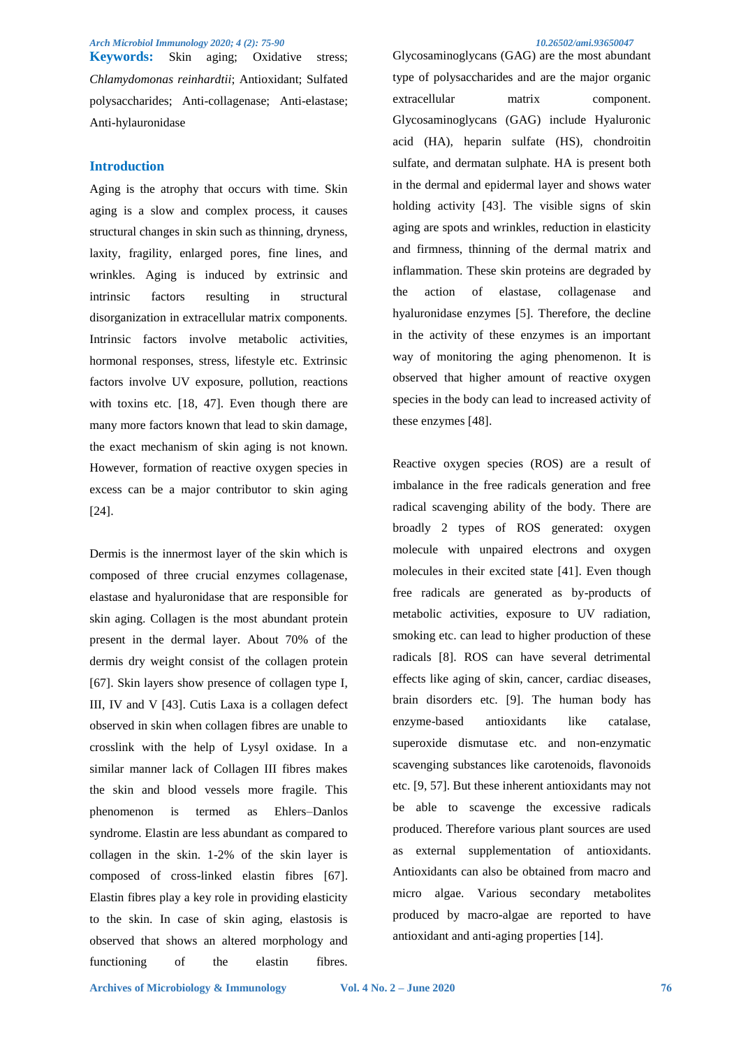**Keywords:** Skin aging; Oxidative stress; *Chlamydomonas reinhardtii*; Antioxidant; Sulfated polysaccharides; Anti-collagenase; Anti-elastase; Anti-hylauronidase

## Introduction

Aging is the atrophy that occurs with time. Skin aging is a slow and complex process, it causes structural changes in skin such as thinning, dryness, laxity, fragility, enlarged pores, fine lines, and wrinkles. Aging is induced by extrinsic and intrinsic factors resulting in structural disorganization in extracellular matrix components. Intrinsic factors involve metabolic activities, hormonal responses, stress, lifestyle etc. Extrinsic factors involve UV exposure, pollution, reactions with toxins etc. [18, 47]. Even though there are many more factors known that lead to skin damage, the exact mechanism of skin aging is not known. However, formation of reactive oxygen species in excess can be a major contributor to skin aging [24].

Dermis is the innermost layer of the skin which is composed of three crucial enzymes collagenase, elastase and hyaluronidase that are responsible for skin aging. Collagen is the most abundant protein present in the dermal layer. About 70% of the dermis dry weight consist of the collagen protein [67]. Skin layers show presence of collagen type I, III, IV and V [43]. Cutis Laxa is a collagen defect observed in skin when collagen fibres are unable to crosslink with the help of Lysyl oxidase. In a similar manner lack of Collagen III fibres makes the skin and blood vessels more fragile. This phenomenon is termed as Ehlers–Danlos syndrome. Elastin are less abundant as compared to collagen in the skin. 1-2% of the skin layer is composed of cross-linked elastin fibres [67]. Elastin fibres play a key role in providing elasticity to the skin. In case of skin aging, elastosis is observed that shows an altered morphology and functioning of the elastin fibres. Glycosaminoglycans (GAG) are the most abundant type of polysaccharides and are the major organic extracellular matrix component. Glycosaminoglycans (GAG) include Hyaluronic acid (HA), heparin sulfate (HS), chondroitin sulfate, and dermatan sulphate. HA is present both in the dermal and epidermal layer and shows water holding activity [43]. The visible signs of skin aging are spots and wrinkles, reduction in elasticity and firmness, thinning of the dermal matrix and inflammation. These skin proteins are degraded by the action of elastase, collagenase and hyaluronidase enzymes [5]. Therefore, the decline in the activity of these enzymes is an important way of monitoring the aging phenomenon. It is observed that higher amount of reactive oxygen species in the body can lead to increased activity of these enzymes [48].

Reactive oxygen species (ROS) are a result of imbalance in the free radicals generation and free radical scavenging ability of the body. There are broadly 2 types of ROS generated: oxygen molecule with unpaired electrons and oxygen molecules in their excited state [41]. Even though free radicals are generated as by-products of metabolic activities, exposure to UV radiation, smoking etc. can lead to higher production of these radicals [8]. ROS can have several detrimental effects like aging of skin, cancer, cardiac diseases, brain disorders etc. [9]. The human body has enzyme-based antioxidants like catalase, superoxide dismutase etc. and non-enzymatic scavenging substances like carotenoids, flavonoids etc. [9, 57]. But these inherent antioxidants may not be able to scavenge the excessive radicals produced. Therefore various plant sources are used as external supplementation of antioxidants. Antioxidants can also be obtained from macro and micro algae. Various secondary metabolites produced by macro-algae are reported to have antioxidant and anti-aging properties [14].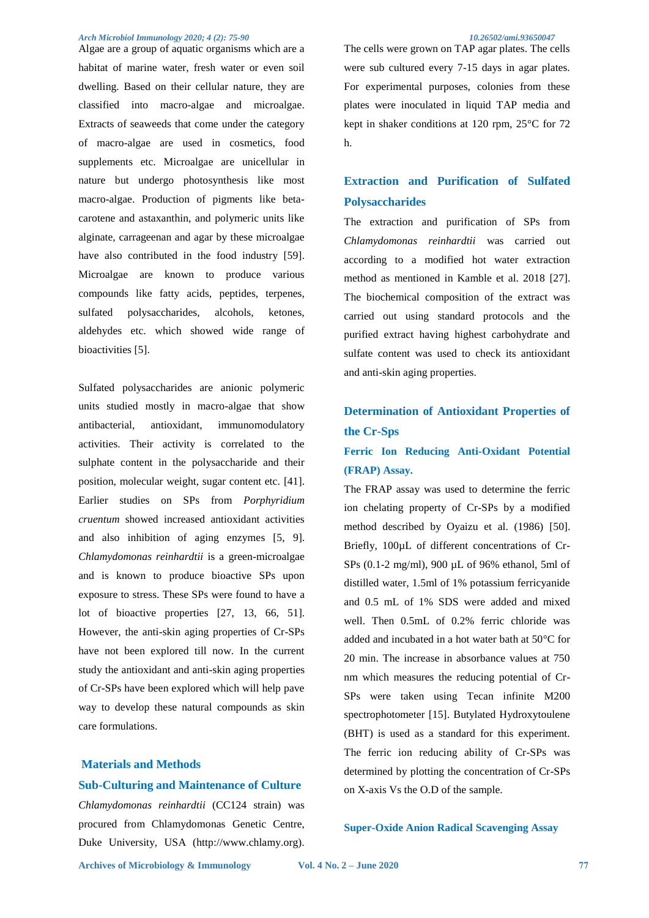Algae are a group of aquatic organisms which are a habitat of marine water, fresh water or even soil dwelling. Based on their cellular nature, they are classified into macro-algae and microalgae. Extracts of seaweeds that come under the category of macro-algae are used in cosmetics, food supplements etc. Microalgae are unicellular in nature but undergo photosynthesis like most macro-algae. Production of pigments like beta-carotene and astaxanthin, and polymeric units like alginate, carrageenan and agar by these microalgae have also contributed in the food industry [59]. Microalgae are known to produce various compounds like fatty acids, peptides, terpenes, sulfated polysaccharides, alcohols, ketones, aldehydes etc. which showed wide range of bioactivities [5].

Sulfated polysaccharides are anionic polymeric units studied mostly in macro-algae that show antibacterial, antioxidant, immunomodulatory activities. Their activity is correlated to the sulphate content in the polysaccharide and their position, molecular weight, sugar content etc. [41]. Earlier studies on SPs from *Porphyridium cruentum* showed increased antioxidant activities and also inhibition of aging enzymes [5, 9]. *Chlamydomonas reinhardtii* is a green-microalgae and is known to produce bioactive SPs upon exposure to stress. These SPs were found to have a lot of bioactive properties [27, 13, 66, 51]. However, the anti-skin aging properties of Cr-SPs have not been explored till now. In the current study the antioxidant and anti-skin aging properties of Cr-SPs have been explored which will help pave way to develop these natural compounds as skin care formulations.

## Materials and Methods

### Sub-Culturing and Maintenance of Culture

*Chlamydomonas reinhardtii* (CC124 strain) was procured from Chlamydomonas Genetic Centre, Duke University, USA (http://www.chlamy.org). The cells were grown on TAP agar plates. The cells were sub cultured every 7-15 days in agar plates. For experimental purposes, colonies from these plates were inoculated in liquid TAP media and kept in shaker conditions at 120 rpm, 25°C for 72 h.

### Extraction and Purification of Sulfated Polysaccharides

The extraction and purification of SPs from *Chlamydomonas reinhardtii* was carried out according to a modified hot water extraction method as mentioned in Kamble et al. 2018 [27]. The biochemical composition of the extract was carried out using standard protocols and the purified extract having highest carbohydrate and sulfate content was used to check its antioxidant and anti-skin aging properties.

### Determination of Antioxidant Properties of the Cr-Sps

#### Ferric Ion Reducing Anti-Oxidant Potential (FRAP) Assay.

The FRAP assay was used to determine the ferric ion chelating property of Cr-SPs by a modified method described by Oyaizu et al. (1986) [50]. Briefly, 100µL of different concentrations of Cr-SPs (0.1-2 mg/ml), 900 µL of 96% ethanol, 5ml of distilled water, 1.5ml of 1% potassium ferricyanide and 0.5 mL of 1% SDS were added and mixed well. Then 0.5mL of 0.2% ferric chloride was added and incubated in a hot water bath at 50°C for 20 min. The increase in absorbance values at 750 nm which measures the reducing potential of Cr-SPs were taken using Tecan infinite M200 spectrophotometer [15]. Butylated Hydroxytoulene (BHT) is used as a standard for this experiment. The ferric ion reducing ability of Cr-SPs was determined by plotting the concentration of Cr-SPs on X-axis Vs the O.D of the sample.

#### Super-Oxide Anion Radical Scavenging Assay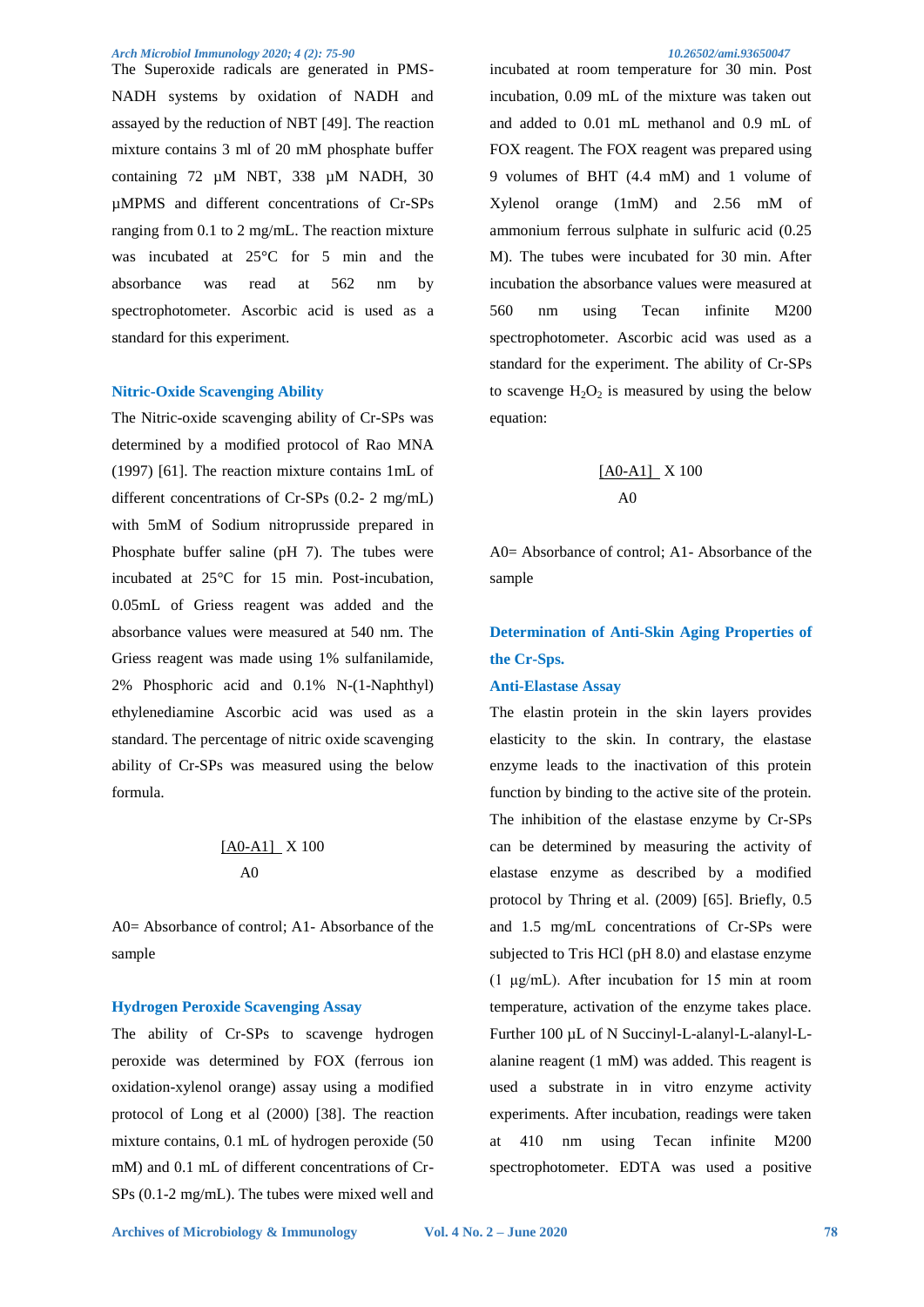The Superoxide radicals are generated in PMS-NADH systems by oxidation of NADH and assayed by the reduction of NBT [49]. The reaction mixture contains 3 ml of 20 mM phosphate buffer containing 72 µM NBT, 338 µM NADH, 30 µMPMS and different concentrations of Cr-SPs ranging from 0.1 to 2 mg/mL. The reaction mixture was incubated at 25°C for 5 min and the absorbance was read at 562 nm by spectrophotometer. Ascorbic acid is used as a standard for this experiment.

### Nitric-Oxide Scavenging Ability

The Nitric-oxide scavenging ability of Cr-SPs was determined by a modified protocol of Rao MNA (1997) [61]. The reaction mixture contains 1mL of different concentrations of Cr-SPs (0.2- 2 mg/mL) with 5mM of Sodium nitroprusside prepared in Phosphate buffer saline (pH 7). The tubes were incubated at 25°C for 15 min. Post-incubation, 0.05mL of Griess reagent was added and the absorbance values were measured at 540 nm. The Griess reagent was made using 1% sulfanilamide, 2% Phosphoric acid and 0.1% N-(1-Naphthyl) ethylenediamine Ascorbic acid was used as a standard. The percentage of nitric oxide scavenging ability of Cr-SPs was measured using the below formula.

$$\frac{[A0-A1]}{A0} \times 100$$

A0= Absorbance of control; A1- Absorbance of the sample

### Hydrogen Peroxide Scavenging Assay

The ability of Cr-SPs to scavenge hydrogen peroxide was determined by FOX (ferrous ion oxidation-xylenol orange) assay using a modified protocol of Long et al (2000) [38]. The reaction mixture contains, 0.1 mL of hydrogen peroxide (50 mM) and 0.1 mL of different concentrations of Cr-SPs (0.1-2 mg/mL). The tubes were mixed well and incubated at room temperature for 30 min. Post incubation, 0.09 mL of the mixture was taken out and added to 0.01 mL methanol and 0.9 mL of FOX reagent. The FOX reagent was prepared using 9 volumes of BHT (4.4 mM) and 1 volume of Xylenol orange (1mM) and 2.56 mM of ammonium ferrous sulphate in sulfuric acid (0.25 M). The tubes were incubated for 30 min. After incubation the absorbance values were measured at 560 nm using Tecan infinite M200 spectrophotometer. Ascorbic acid was used as a standard for the experiment. The ability of Cr-SPs to scavenge $H_2O_2$ is measured by using the below equation:

$$\frac{[A0-A1]}{A0} \times 100$$

A0= Absorbance of control; A1- Absorbance of the sample

## Determination of Anti-Skin Aging Properties of the Cr-Sps.

### Anti-Elastase Assay

The elastin protein in the skin layers provides elasticity to the skin. In contrary, the elastase enzyme leads to the inactivation of this protein function by binding to the active site of the protein. The inhibition of the elastase enzyme by Cr-SPs can be determined by measuring the activity of elastase enzyme as described by a modified protocol by Thring et al. (2009) [65]. Briefly, 0.5 and 1.5 mg/mL concentrations of Cr-SPs were subjected to Tris HCl (pH 8.0) and elastase enzyme (1 µg/mL). After incubation for 15 min at room temperature, activation of the enzyme takes place. Further 100 µL of N Succinyl-L-alanyl-L-alanyl-L-alanine reagent (1 mM) was added. This reagent is used a substrate in in vitro enzyme activity experiments. After incubation, readings were taken at 410 nm using Tecan infinite M200 spectrophotometer. EDTA was used a positive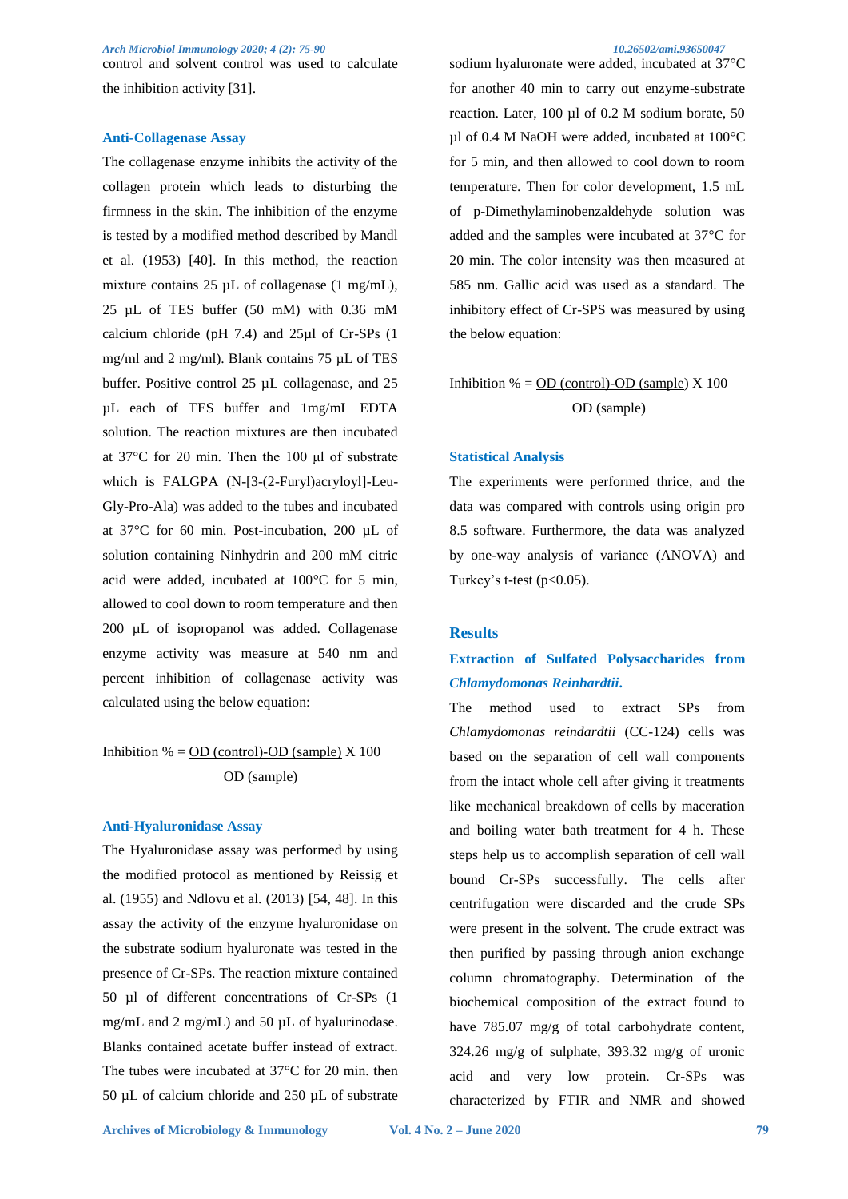control and solvent control was used to calculate the inhibition activity [31].

### Anti-Collagenase Assay

The collagenase enzyme inhibits the activity of the collagen protein which leads to disturbing the firmness in the skin. The inhibition of the enzyme is tested by a modified method described by Mandl et al. (1953) [40]. In this method, the reaction mixture contains 25 µL of collagenase (1 mg/mL), 25 µL of TES buffer (50 mM) with 0.36 mM calcium chloride (pH 7.4) and 25µl of Cr-SPs (1 mg/ml and 2 mg/ml). Blank contains 75 µL of TES buffer. Positive control 25 µL collagenase, and 25 µL each of TES buffer and 1mg/mL EDTA solution. The reaction mixtures are then incubated at 37°C for 20 min. Then the 100 µl of substrate which is FALGPA (N-[3-(2-Furyl)acryloyl]-Leu-Gly-Pro-Ala) was added to the tubes and incubated at 37°C for 60 min. Post-incubation, 200 µL of solution containing Ninhydrin and 200 mM citric acid were added, incubated at 100°C for 5 min, allowed to cool down to room temperature and then 200 µL of isopropanol was added. Collagenase enzyme activity was measure at 540 nm and percent inhibition of collagenase activity was calculated using the below equation:

$$\text{Inhibition \%} = \frac{\text{OD (control)} - \text{OD (sample)}}{\text{OD (sample)}} \times 100$$

### Anti-Hyaluronidase Assay

The Hyaluronidase assay was performed by using the modified protocol as mentioned by Reissig et al. (1955) and Ndlovu et al. (2013) [54, 48]. In this assay the activity of the enzyme hyaluronidase on the substrate sodium hyaluronate was tested in the presence of Cr-SPs. The reaction mixture contained 50 µl of different concentrations of Cr-SPs (1 mg/mL and 2 mg/mL) and 50 µL of hyalurinodase. Blanks contained acetate buffer instead of extract. The tubes were incubated at 37°C for 20 min. then 50 µL of calcium chloride and 250 µL of substrate sodium hyaluronate were added, incubated at 37°C for another 40 min to carry out enzyme-substrate reaction. Later, 100 µl of 0.2 M sodium borate, 50 µl of 0.4 M NaOH were added, incubated at 100°C for 5 min, and then allowed to cool down to room temperature. Then for color development, 1.5 mL of p-Dimethylaminobenzaldehyde solution was added and the samples were incubated at 37°C for 20 min. The color intensity was then measured at 585 nm. Gallic acid was used as a standard. The inhibitory effect of Cr-SPS was measured by using the below equation:

$$\text{Inhibition \%} = \frac{\text{OD (control)} - \text{OD (sample)}}{\text{OD (sample)}} \times 100$$

### Statistical Analysis

The experiments were performed thrice, and the data was compared with controls using origin pro 8.5 software. Furthermore, the data was analyzed by one-way analysis of variance (ANOVA) and Turkey's t-test ($p<0.05$).

## Results

### Extraction of Sulfated Polysaccharides from *Chlamydomonas Reinhardtii*.

The method used to extract SPs from *Chlamydomonas reindardtii* (CC-124) cells was based on the separation of cell wall components from the intact whole cell after giving it treatments like mechanical breakdown of cells by maceration and boiling water bath treatment for 4 h. These steps help us to accomplish separation of cell wall bound Cr-SPs successfully. The cells after centrifugation were discarded and the crude SPs were present in the solvent. The crude extract was then purified by passing through anion exchange column chromatography. Determination of the biochemical composition of the extract found to have 785.07 mg/g of total carbohydrate content, 324.26 mg/g of sulphate, 393.32 mg/g of uronic acid and very low protein. Cr-SPs was characterized by FTIR and NMR and showed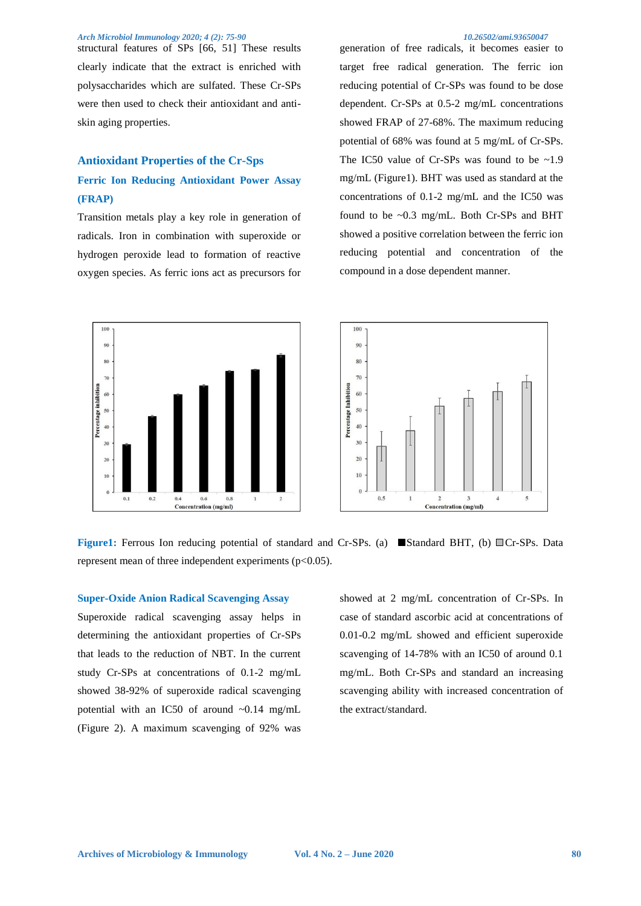structural features of SPs [66, 51] These results clearly indicate that the extract is enriched with polysaccharides which are sulfated. These Cr-SPs were then used to check their antioxidant and anti-skin aging properties.

## Antioxidant Properties of the Cr-Sps

### Ferric Ion Reducing Antioxidant Power Assay (FRAP)

Transition metals play a key role in generation of radicals. Iron in combination with superoxide or hydrogen peroxide lead to formation of reactive oxygen species. As ferric ions act as precursors for generation of free radicals, it becomes easier to target free radical generation. The ferric ion reducing potential of Cr-SPs was found to be dose dependent. Cr-SPs at 0.5-2 mg/mL concentrations showed FRAP of 27-68%. The maximum reducing potential of 68% was found at 5 mg/mL of Cr-SPs. The IC50 value of Cr-SPs was found to be ~1.9 mg/mL (Figure1). BHT was used as standard at the concentrations of 0.1-2 mg/mL and the IC50 was found to be ~0.3 mg/mL. Both Cr-SPs and BHT showed a positive correlation between the ferric ion reducing potential and concentration of the compound in a dose dependent manner.

**Figure1:** Ferrous Ion reducing potential of standard and Cr-SPs. (a) ■Standard BHT, (b) □Cr-SPs. Data represent mean of three independent experiments ($p<0.05$).

### Super-Oxide Anion Radical Scavenging Assay

Superoxide radical scavenging assay helps in determining the antioxidant properties of Cr-SPs that leads to the reduction of NBT. In the current study Cr-SPs at concentrations of 0.1-2 mg/mL showed 38-92% of superoxide radical scavenging potential with an IC50 of around ~0.14 mg/mL (Figure 2). A maximum scavenging of 92% was showed at 2 mg/mL concentration of Cr-SPs. In case of standard ascorbic acid at concentrations of 0.01-0.2 mg/mL showed and efficient superoxide scavenging of 14-78% with an IC50 of around 0.1 mg/mL. Both Cr-SPs and standard an increasing scavenging ability with increased concentration of the extract/standard.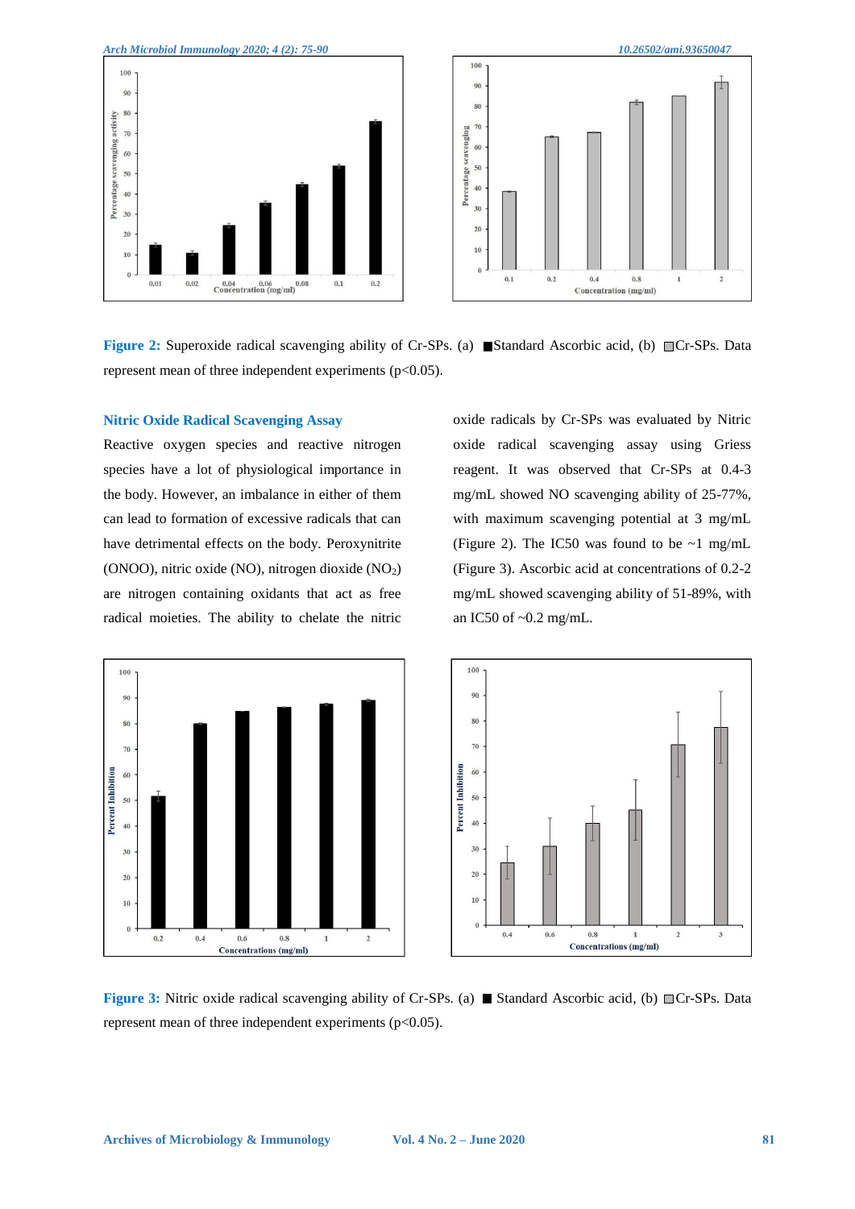**Figure 2:** Superoxide radical scavenging ability of Cr-SPs. (a) ■Standard Ascorbic acid, (b) □Cr-SPs. Data represent mean of three independent experiments ($p<0.05$).

### Nitric Oxide Radical Scavenging Assay

Reactive oxygen species and reactive nitrogen species have a lot of physiological importance in the body. However, an imbalance in either of them can lead to formation of excessive radicals that can have detrimental effects on the body. Peroxynitrite (ONOO), nitric oxide (NO), nitrogen dioxide ($NO_2$) are nitrogen containing oxidants that act as free radical moieties. The ability to chelate the nitric oxide radicals by Cr-SPs was evaluated by Nitric oxide radical scavenging assay using Griess reagent. It was observed that Cr-SPs at 0.4-3 mg/mL showed NO scavenging ability of 25-77%, with maximum scavenging potential at 3 mg/mL (Figure 2). The IC50 was found to be ~1 mg/mL (Figure 3). Ascorbic acid at concentrations of 0.2-2 mg/mL showed scavenging ability of 51-89%, with an IC50 of ~0.2 mg/mL.

**Figure 3:** Nitric oxide radical scavenging ability of Cr-SPs. (a) ■ Standard Ascorbic acid, (b) □Cr-SPs. Data represent mean of three independent experiments ($p<0.05$).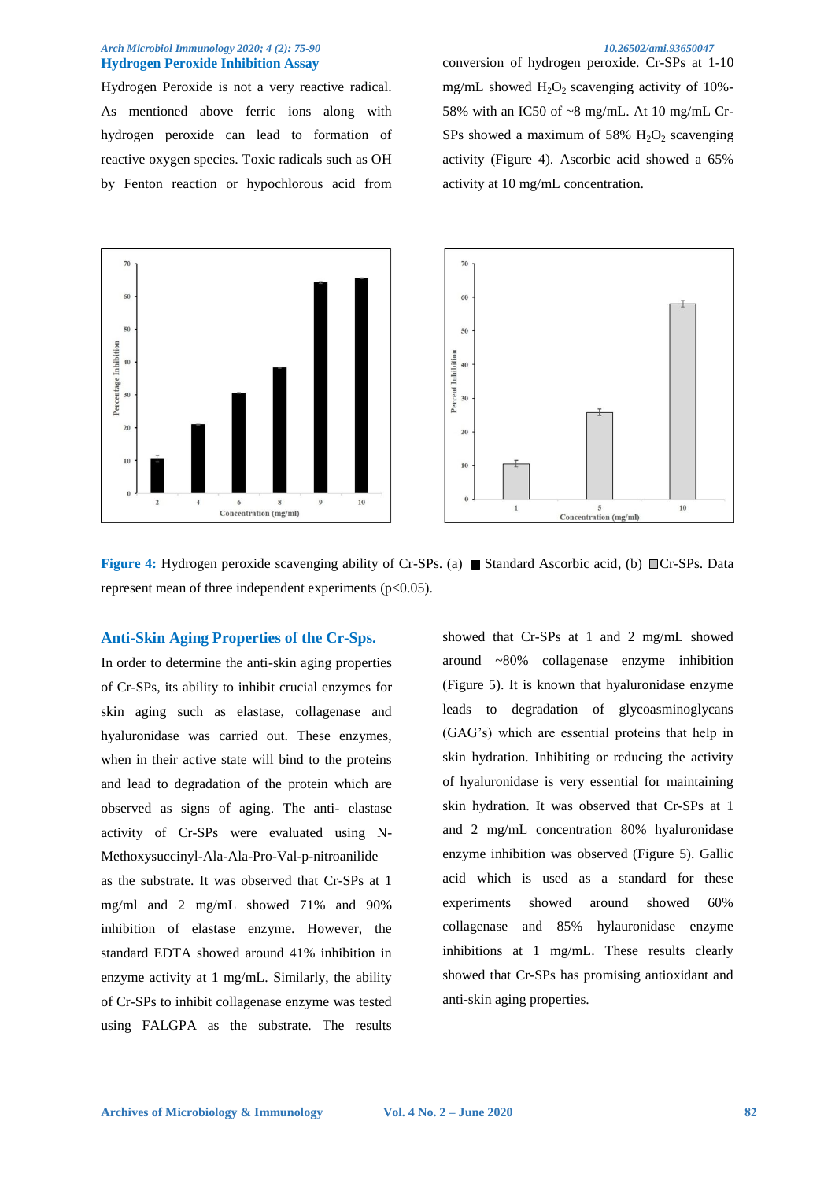### Hydrogen Peroxide Inhibition Assay

Hydrogen Peroxide is not a very reactive radical. As mentioned above ferric ions along with hydrogen peroxide can lead to formation of reactive oxygen species. Toxic radicals such as OH by Fenton reaction or hypochlorous acid from conversion of hydrogen peroxide. Cr-SPs at 1-10 mg/mL showed $H_2O_2$ scavenging activity of 10%-58% with an IC50 of ~8 mg/mL. At 10 mg/mL Cr-SPs showed a maximum of 58% $H_2O_2$ scavenging activity (Figure 4). Ascorbic acid showed a 65% activity at 10 mg/mL concentration.

**Figure 4:** Hydrogen peroxide scavenging ability of Cr-SPs. (a) ■ Standard Ascorbic acid, (b) □Cr-SPs. Data represent mean of three independent experiments ($p<0.05$).

### Anti-Skin Aging Properties of the Cr-Sps.

In order to determine the anti-skin aging properties of Cr-SPs, its ability to inhibit crucial enzymes for skin aging such as elastase, collagenase and hyaluronidase was carried out. These enzymes, when in their active state will bind to the proteins and lead to degradation of the protein which are observed as signs of aging. The anti- elastase activity of Cr-SPs were evaluated using N-Methoxysuccinyl-Ala-Ala-Pro-Val-p-nitroanilide as the substrate. It was observed that Cr-SPs at 1 mg/ml and 2 mg/mL showed 71% and 90% inhibition of elastase enzyme. However, the standard EDTA showed around 41% inhibition in enzyme activity at 1 mg/mL. Similarly, the ability of Cr-SPs to inhibit collagenase enzyme was tested using FALGPA as the substrate. The results showed that Cr-SPs at 1 and 2 mg/mL showed around ~80% collagenase enzyme inhibition (Figure 5). It is known that hyaluronidase enzyme leads to degradation of glycoasminoglycans (GAG's) which are essential proteins that help in skin hydration. Inhibiting or reducing the activity of hyaluronidase is very essential for maintaining skin hydration. It was observed that Cr-SPs at 1 and 2 mg/mL concentration 80% hyaluronidase enzyme inhibition was observed (Figure 5). Gallic acid which is used as a standard for these experiments showed around showed 60% collagenase and 85% hylauronidase enzyme inhibitions at 1 mg/mL. These results clearly showed that Cr-SPs has promising antioxidant and anti-skin aging properties.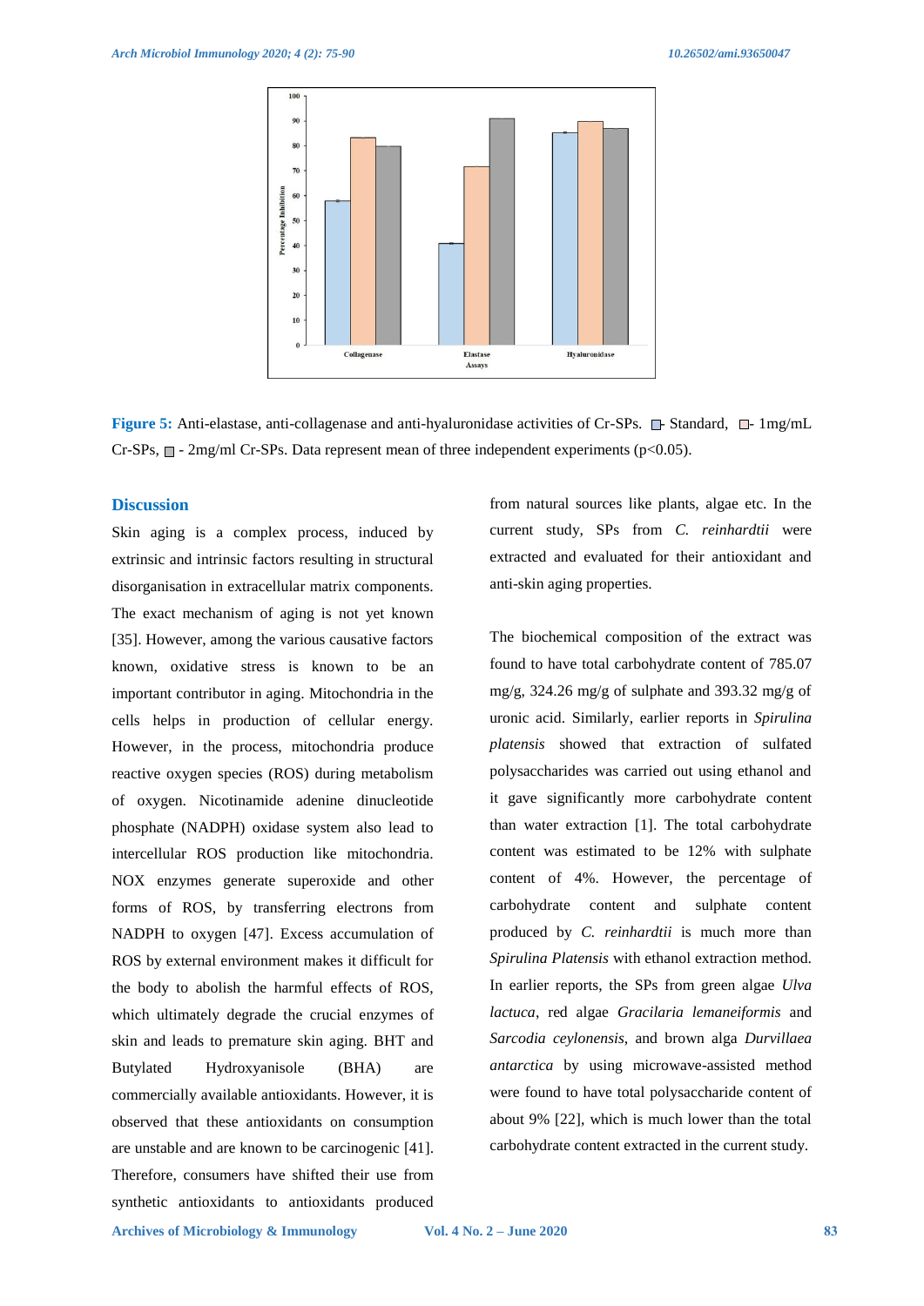Figure 5: Anti-elastase, anti-collagenase and anti-hyaluronidase activities of Cr-SPs. □- Standard, □- 1mg/mL Cr-SPs, □ - 2mg/ml Cr-SPs. Data represent mean of three independent experiments ($p<0.05$).

## Discussion

Skin aging is a complex process, induced by extrinsic and intrinsic factors resulting in structural disorganisation in extracellular matrix components. The exact mechanism of aging is not yet known [35]. However, among the various causative factors known, oxidative stress is known to be an important contributor in aging. Mitochondria in the cells helps in production of cellular energy. However, in the process, mitochondria produce reactive oxygen species (ROS) during metabolism of oxygen. Nicotinamide adenine dinucleotide phosphate (NADPH) oxidase system also lead to intercellular ROS production like mitochondria. NOX enzymes generate superoxide and other forms of ROS, by transferring electrons from NADPH to oxygen [47]. Excess accumulation of ROS by external environment makes it difficult for the body to abolish the harmful effects of ROS, which ultimately degrade the crucial enzymes of skin and leads to premature skin aging. BHT and Butylated Hydroxyanisole (BHA) are commercially available antioxidants. However, it is observed that these antioxidants on consumption are unstable and are known to be carcinogenic [41]. Therefore, consumers have shifted their use from synthetic antioxidants to antioxidants produced from natural sources like plants, algae etc. In the current study, SPs from *C. reinhardtii* were extracted and evaluated for their antioxidant and anti-skin aging properties.

The biochemical composition of the extract was found to have total carbohydrate content of 785.07 mg/g, 324.26 mg/g of sulphate and 393.32 mg/g of uronic acid. Similarly, earlier reports in *Spirulina platensis* showed that extraction of sulfated polysaccharides was carried out using ethanol and it gave significantly more carbohydrate content than water extraction [1]. The total carbohydrate content was estimated to be 12% with sulphate content of 4%. However, the percentage of carbohydrate content and sulphate content produced by *C. reinhardtii* is much more than *Spirulina Platensis* with ethanol extraction method. In earlier reports, the SPs from green algae *Ulva lactuca*, red algae *Gracilaria lemaneiformis* and *Sarcodia ceylonensis*, and brown alga *Durvillaea antarctica* by using microwave-assisted method were found to have total polysaccharide content of about 9% [22], which is much lower than the total carbohydrate content extracted in the current study.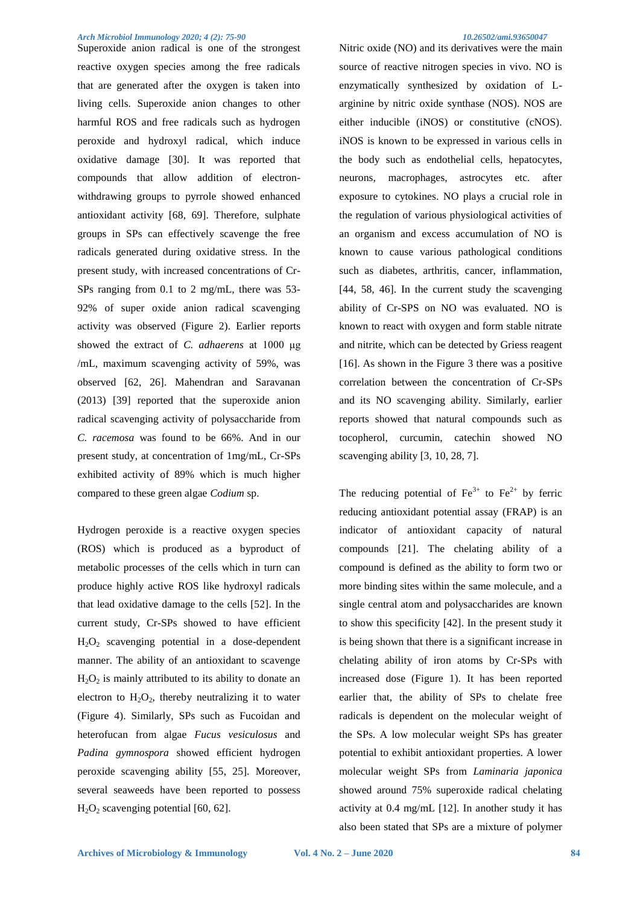Superoxide anion radical is one of the strongest reactive oxygen species among the free radicals that are generated after the oxygen is taken into living cells. Superoxide anion changes to other harmful ROS and free radicals such as hydrogen peroxide and hydroxyl radical, which induce oxidative damage [30]. It was reported that compounds that allow addition of electron-withdrawing groups to pyrrole showed enhanced antioxidant activity [68, 69]. Therefore, sulphate groups in SPs can effectively scavenge the free radicals generated during oxidative stress. In the present study, with increased concentrations of Cr-SPs ranging from 0.1 to 2 mg/mL, there was 53-92% of super oxide anion radical scavenging activity was observed (Figure 2). Earlier reports showed the extract of *C. adhaerens* at 1000 μg /mL, maximum scavenging activity of 59%, was observed [62, 26]. Mahendran and Saravanan (2013) [39] reported that the superoxide anion radical scavenging activity of polysaccharide from *C. racemosa* was found to be 66%. And in our present study, at concentration of 1mg/mL, Cr-SPs exhibited activity of 89% which is much higher compared to these green algae *Codium* sp.

Hydrogen peroxide is a reactive oxygen species (ROS) which is produced as a byproduct of metabolic processes of the cells which in turn can produce highly active ROS like hydroxyl radicals that lead oxidative damage to the cells [52]. In the current study, Cr-SPs showed to have efficient $H_2O_2$ scavenging potential in a dose-dependent manner. The ability of an antioxidant to scavenge $H_2O_2$ is mainly attributed to its ability to donate an electron to $H_2O_2$, thereby neutralizing it to water (Figure 4). Similarly, SPs such as Fucoidan and heterofucan from algae *Fucus vesiculosus* and *Padina gymnospora* showed efficient hydrogen peroxide scavenging ability [55, 25]. Moreover, several seaweeds have been reported to possess $H_2O_2$ scavenging potential [60, 62].

Nitric oxide (NO) and its derivatives were the main source of reactive nitrogen species in vivo. NO is enzymatically synthesized by oxidation of L-arginine by nitric oxide synthase (NOS). NOS are either inducible (iNOS) or constitutive (cNOS). iNOS is known to be expressed in various cells in the body such as endothelial cells, hepatocytes, neurons, macrophages, astrocytes etc. after exposure to cytokines. NO plays a crucial role in the regulation of various physiological activities of an organism and excess accumulation of NO is known to cause various pathological conditions such as diabetes, arthritis, cancer, inflammation, [44, 58, 46]. In the current study the scavenging ability of Cr-SPS on NO was evaluated. NO is known to react with oxygen and form stable nitrate and nitrite, which can be detected by Griess reagent [16]. As shown in the Figure 3 there was a positive correlation between the concentration of Cr-SPs and its NO scavenging ability. Similarly, earlier reports showed that natural compounds such as tocopherol, curcumin, catechin showed NO scavenging ability [3, 10, 28, 7].

The reducing potential of $Fe^{3+}$ to $Fe^{2+}$ by ferric reducing antioxidant potential assay (FRAP) is an indicator of antioxidant capacity of natural compounds [21]. The chelating ability of a compound is defined as the ability to form two or more binding sites within the same molecule, and a single central atom and polysaccharides are known to show this specificity [42]. In the present study it is being shown that there is a significant increase in chelating ability of iron atoms by Cr-SPs with increased dose (Figure 1). It has been reported earlier that, the ability of SPs to chelate free radicals is dependent on the molecular weight of the SPs. A low molecular weight SPs has greater potential to exhibit antioxidant properties. A lower molecular weight SPs from *Laminaria japonica* showed around 75% superoxide radical chelating activity at 0.4 mg/mL [12]. In another study it has also been stated that SPs are a mixture of polymer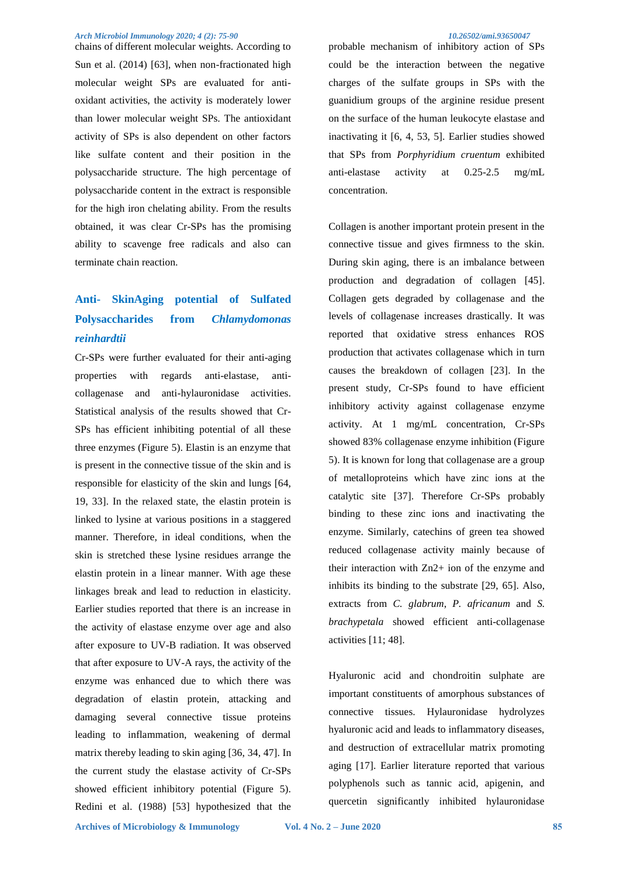chains of different molecular weights. According to Sun et al. (2014) [63], when non-fractionated high molecular weight SPs are evaluated for anti-oxidant activities, the activity is moderately lower than lower molecular weight SPs. The antioxidant activity of SPs is also dependent on other factors like sulfate content and their position in the polysaccharide structure. The high percentage of polysaccharide content in the extract is responsible for the high iron chelating ability. From the results obtained, it was clear Cr-SPs has the promising ability to scavenge free radicals and also can terminate chain reaction.

## Anti- SkinAging potential of Sulfated Polysaccharides from *Chlamydomonas reinhardtii*

Cr-SPs were further evaluated for their anti-aging properties with regards anti-elastase, anti-collagenase and anti-hylauronidase activities. Statistical analysis of the results showed that Cr-SPs has efficient inhibiting potential of all these three enzymes (Figure 5). Elastin is an enzyme that is present in the connective tissue of the skin and is responsible for elasticity of the skin and lungs [64, 19, 33]. In the relaxed state, the elastin protein is linked to lysine at various positions in a staggered manner. Therefore, in ideal conditions, when the skin is stretched these lysine residues arrange the elastin protein in a linear manner. With age these linkages break and lead to reduction in elasticity. Earlier studies reported that there is an increase in the activity of elastase enzyme over age and also after exposure to UV-B radiation. It was observed that after exposure to UV-A rays, the activity of the enzyme was enhanced due to which there was degradation of elastin protein, attacking and damaging several connective tissue proteins leading to inflammation, weakening of dermal matrix thereby leading to skin aging [36, 34, 47]. In the current study the elastase activity of Cr-SPs showed efficient inhibitory potential (Figure 5). Redini et al. (1988) [53] hypothesized that the probable mechanism of inhibitory action of SPs could be the interaction between the negative charges of the sulfate groups in SPs with the guanidium groups of the arginine residue present on the surface of the human leukocyte elastase and inactivating it [6, 4, 53, 5]. Earlier studies showed that SPs from *Porphyridium cruentum* exhibited anti-elastase activity at 0.25-2.5 mg/mL concentration.

Collagen is another important protein present in the connective tissue and gives firmness to the skin. During skin aging, there is an imbalance between production and degradation of collagen [45]. Collagen gets degraded by collagenase and the levels of collagenase increases drastically. It was reported that oxidative stress enhances ROS production that activates collagenase which in turn causes the breakdown of collagen [23]. In the present study, Cr-SPs found to have efficient inhibitory activity against collagenase enzyme activity. At 1 mg/mL concentration, Cr-SPs showed 83% collagenase enzyme inhibition (Figure 5). It is known for long that collagenase are a group of metalloproteins which have zinc ions at the catalytic site [37]. Therefore Cr-SPs probably binding to these zinc ions and inactivating the enzyme. Similarly, catechins of green tea showed reduced collagenase activity mainly because of their interaction with $Zn^{2+}$ ion of the enzyme and inhibits its binding to the substrate [29, 65]. Also, extracts from *C. glabrum*, *P. africanum* and *S. brachypetala* showed efficient anti-collagenase activities [11; 48].

Hyaluronic acid and chondroitin sulphate are important constituents of amorphous substances of connective tissues. Hylauronidase hydrolyzes hyaluronic acid and leads to inflammatory diseases, and destruction of extracellular matrix promoting aging [17]. Earlier literature reported that various polyphenols such as tannic acid, apigenin, and quercetin significantly inhibited hylauronidase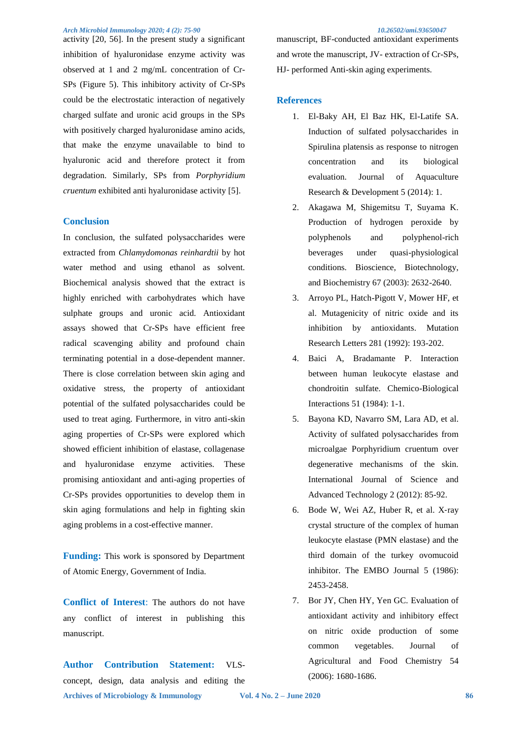activity [20, 56]. In the present study a significant inhibition of hyaluronidase enzyme activity was observed at 1 and 2 mg/mL concentration of Cr-SPs (Figure 5). This inhibitory activity of Cr-SPs could be the electrostatic interaction of negatively charged sulfate and uronic acid groups in the SPs with positively charged hyaluronidase amino acids, that make the enzyme unavailable to bind to hyaluronic acid and therefore protect it from degradation. Similarly, SPs from *Porphyridium cruentum* exhibited anti hyaluronidase activity [5].

## Conclusion

In conclusion, the sulfated polysaccharides were extracted from *Chlamydomonas reinhardtii* by hot water method and using ethanol as solvent. Biochemical analysis showed that the extract is highly enriched with carbohydrates which have sulphate groups and uronic acid. Antioxidant assays showed that Cr-SPs have efficient free radical scavenging ability and profound chain terminating potential in a dose-dependent manner. There is close correlation between skin aging and oxidative stress, the property of antioxidant potential of the sulfated polysaccharides could be used to treat aging. Furthermore, in vitro anti-skin aging properties of Cr-SPs were explored which showed efficient inhibition of elastase, collagenase and hyaluronidase enzyme activities. These promising antioxidant and anti-aging properties of Cr-SPs provides opportunities to develop them in skin aging formulations and help in fighting skin aging problems in a cost-effective manner.

**Funding:** This work is sponsored by Department of Atomic Energy, Government of India.

**Conflict of Interest**: The authors do not have any conflict of interest in publishing this manuscript.

**Author Contribution Statement:** VLS-concept, design, data analysis and editing the manuscript, BF-conducted antioxidant experiments and wrote the manuscript, JV- extraction of Cr-SPs, HJ- performed Anti-skin aging experiments.

## References

1. El-Baky AH, El Baz HK, El-Latife SA. Induction of sulfated polysaccharides in Spirulina platensis as response to nitrogen concentration and its biological evaluation. Journal of Aquaculture Research & Development 5 (2014): 1.
2. Akagawa M, Shigemitsu T, Suyama K. Production of hydrogen peroxide by polyphenols and polyphenol-rich beverages under quasi-physiological conditions. Bioscience, Biotechnology, and Biochemistry 67 (2003): 2632-2640.
3. Arroyo PL, Hatch-Pigott V, Mower HF, et al. Mutagenicity of nitric oxide and its inhibition by antioxidants. Mutation Research Letters 281 (1992): 193-202.
4. Baici A, Bradamante P. Interaction between human leukocyte elastase and chondroitin sulfate. Chemico-Biological Interactions 51 (1984): 1-1.
5. Bayona KD, Navarro SM, Lara AD, et al. Activity of sulfated polysaccharides from microalgae Porphyridium cruentum over degenerative mechanisms of the skin. International Journal of Science and Advanced Technology 2 (2012): 85-92.
6. Bode W, Wei AZ, Huber R, et al. X-ray crystal structure of the complex of human leukocyte elastase (PMN elastase) and the third domain of the turkey ovomucoid inhibitor. The EMBO Journal 5 (1986): 2453-2458.
7. Bor JY, Chen HY, Yen GC. Evaluation of antioxidant activity and inhibitory effect on nitric oxide production of some common vegetables. Journal of Agricultural and Food Chemistry 54 (2006): 1680-1686.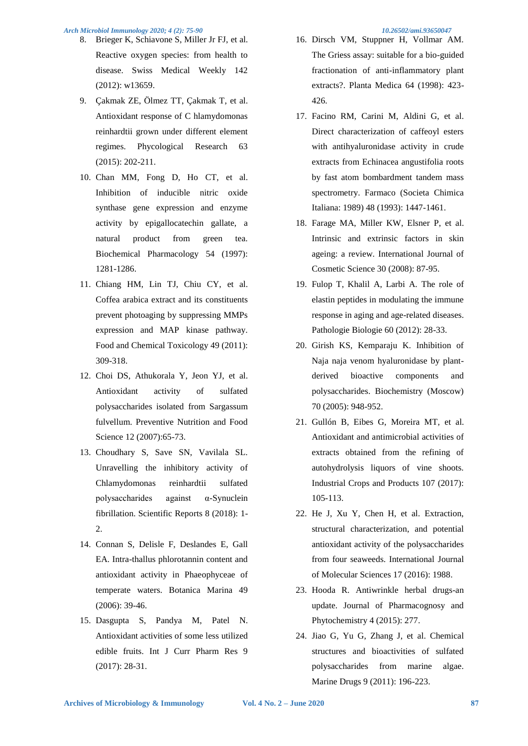8. Brieger K, Schiavone S, Miller Jr FJ, et al. Reactive oxygen species: from health to disease. Swiss Medical Weekly 142 (2012): w13659.
9. Çakmak ZE, Ölmez TT, Çakmak T, et al. Antioxidant response of C hlamydomonas reinhardtii grown under different element regimes. Phycological Research 63 (2015): 202-211.
10. Chan MM, Fong D, Ho CT, et al. Inhibition of inducible nitric oxide synthase gene expression and enzyme activity by epigallocatechin gallate, a natural product from green tea. Biochemical Pharmacology 54 (1997): 1281-1286.
11. Chiang HM, Lin TJ, Chiu CY, et al. Coffea arabica extract and its constituents prevent photoaging by suppressing MMPs expression and MAP kinase pathway. Food and Chemical Toxicology 49 (2011): 309-318.
12. Choi DS, Athukorala Y, Jeon YJ, et al. Antioxidant activity of sulfated polysaccharides isolated from Sargassum fulvellum. Preventive Nutrition and Food Science 12 (2007):65-73.
13. Choudhary S, Save SN, Vavilala SL. Unravelling the inhibitory activity of Chlamydomonas reinhardtii sulfated polysaccharides against α-Synuclein fibrillation. Scientific Reports 8 (2018): 1-2.
14. Connan S, Delisle F, Deslandes E, Gall EA. Intra-thallus phlorotannin content and antioxidant activity in Phaeophyceae of temperate waters. Botanica Marina 49 (2006): 39-46.
15. Dasgupta S, Pandya M, Patel N. Antioxidant activities of some less utilized edible fruits. Int J Curr Pharm Res 9 (2017): 28-31.
16. Dirsch VM, Stuppner H, Vollmar AM. The Griess assay: suitable for a bio-guided fractionation of anti-inflammatory plant extracts?. Planta Medica 64 (1998): 423-426.
17. Facino RM, Carini M, Aldini G, et al. Direct characterization of caffeoyl esters with antihyaluronidase activity in crude extracts from Echinacea angustifolia roots by fast atom bombardment tandem mass spectrometry. Farmaco (Societa Chimica Italiana: 1989) 48 (1993): 1447-1461.
18. Farage MA, Miller KW, Elsner P, et al. Intrinsic and extrinsic factors in skin ageing: a review. International Journal of Cosmetic Science 30 (2008): 87-95.
19. Fulop T, Khalil A, Larbi A. The role of elastin peptides in modulating the immune response in aging and age-related diseases. Pathologie Biologie 60 (2012): 28-33.
20. Girish KS, Kemparaju K. Inhibition of Naja naja venom hyaluronidase by plant-derived bioactive components and polysaccharides. Biochemistry (Moscow) 70 (2005): 948-952.
21. Gullón B, Eibes G, Moreira MT, et al. Antioxidant and antimicrobial activities of extracts obtained from the refining of autohydrolysis liquors of vine shoots. Industrial Crops and Products 107 (2017): 105-113.
22. He J, Xu Y, Chen H, et al. Extraction, structural characterization, and potential antioxidant activity of the polysaccharides from four seaweeds. International Journal of Molecular Sciences 17 (2016): 1988.
23. Hooda R. Antiwrinkle herbal drugs-an update. Journal of Pharmacognosy and Phytochemistry 4 (2015): 277.
24. Jiao G, Yu G, Zhang J, et al. Chemical structures and bioactivities of sulfated polysaccharides from marine algae. Marine Drugs 9 (2011): 196-223.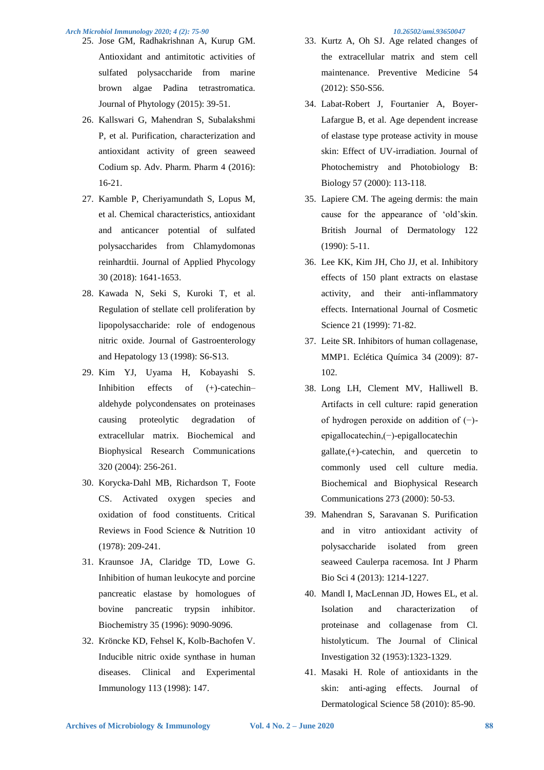25. Jose GM, Radhakrishnan A, Kurup GM. Antioxidant and antimitotic activities of sulfated polysaccharide from marine brown algae Padina tetrastromatica. Journal of Phytology (2015): 39-51.
26. Kallswari G, Mahendran S, Subalakshmi P, et al. Purification, characterization and antioxidant activity of green seaweed Codium sp. Adv. Pharm. Pharm 4 (2016): 16-21.
27. Kamble P, Cheriyamundath S, Lopus M, et al. Chemical characteristics, antioxidant and anticancer potential of sulfated polysaccharides from Chlamydomonas reinhardtii. Journal of Applied Phycology 30 (2018): 1641-1653.
28. Kawada N, Seki S, Kuroki T, et al. Regulation of stellate cell proliferation by lipopolysaccharide: role of endogenous nitric oxide. Journal of Gastroenterology and Hepatology 13 (1998): S6-S13.
29. Kim YJ, Uyama H, Kobayashi S. Inhibition effects of (+)-catechin–aldehyde polycondensates on proteinases causing proteolytic degradation of extracellular matrix. Biochemical and Biophysical Research Communications 320 (2004): 256-261.
30. Korycka‐Dahl MB, Richardson T, Foote CS. Activated oxygen species and oxidation of food constituents. Critical Reviews in Food Science & Nutrition 10 (1978): 209-241.
31. Kraunsoe JA, Claridge TD, Lowe G. Inhibition of human leukocyte and porcine pancreatic elastase by homologues of bovine pancreatic trypsin inhibitor. Biochemistry 35 (1996): 9090-9096.
32. Kröncke KD, Fehsel K, Kolb‐Bachofen V. Inducible nitric oxide synthase in human diseases. Clinical and Experimental Immunology 113 (1998): 147.
33. Kurtz A, Oh SJ. Age related changes of the extracellular matrix and stem cell maintenance. Preventive Medicine 54 (2012): S50-S56.
34. Labat-Robert J, Fourtanier A, Boyer-Lafargue B, et al. Age dependent increase of elastase type protease activity in mouse skin: Effect of UV-irradiation. Journal of Photochemistry and Photobiology B: Biology 57 (2000): 113-118.
35. Lapiere CM. The ageing dermis: the main cause for the appearance of 'old'skin. British Journal of Dermatology 122 (1990): 5-11.
36. Lee KK, Kim JH, Cho JJ, et al. Inhibitory effects of 150 plant extracts on elastase activity, and their anti-inflammatory effects. International Journal of Cosmetic Science 21 (1999): 71-82.
37. Leite SR. Inhibitors of human collagenase, MMP1. Eclética Química 34 (2009): 87-102.
38. Long LH, Clement MV, Halliwell B. Artifacts in cell culture: rapid generation of hydrogen peroxide on addition of (−)-epigallocatechin,(−)-epigallocatechin gallate,(+)-catechin, and quercetin to commonly used cell culture media. Biochemical and Biophysical Research Communications 273 (2000): 50-53.
39. Mahendran S, Saravanan S. Purification and in vitro antioxidant activity of polysaccharide isolated from green seaweed Caulerpa racemosa. Int J Pharm Bio Sci 4 (2013): 1214-1227.
40. Mandl I, MacLennan JD, Howes EL, et al. Isolation and characterization of proteinase and collagenase from Cl. histolyticum. The Journal of Clinical Investigation 32 (1953):1323-1329.
41. Masaki H. Role of antioxidants in the skin: anti-aging effects. Journal of Dermatological Science 58 (2010): 85-90.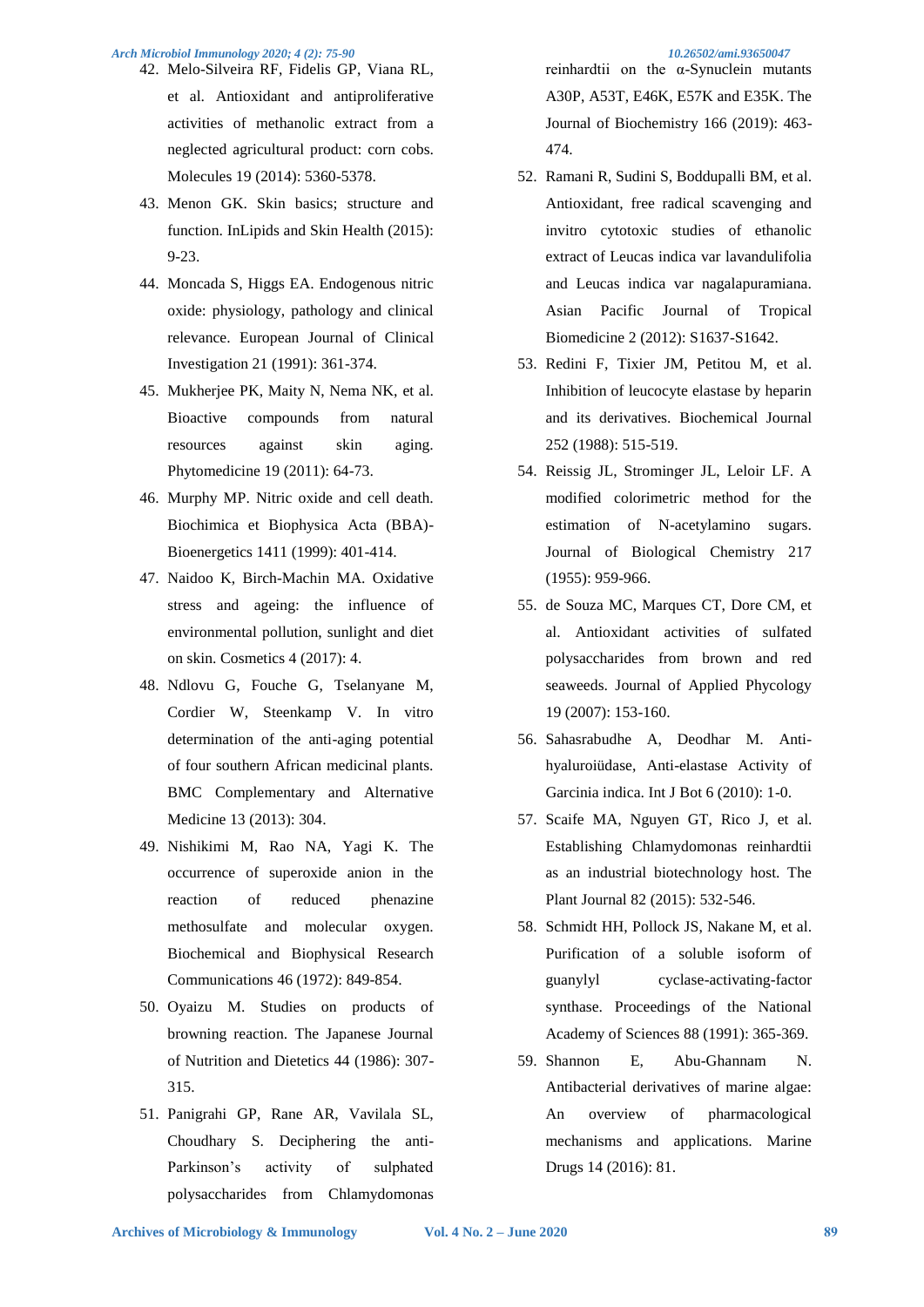42. Melo-Silveira RF, Fidelis GP, Viana RL, et al. Antioxidant and antiproliferative activities of methanolic extract from a neglected agricultural product: corn cobs. Molecules 19 (2014): 5360-5378.
43. Menon GK. Skin basics; structure and function. InLipids and Skin Health (2015): 9-23.
44. Moncada S, Higgs EA. Endogenous nitric oxide: physiology, pathology and clinical relevance. European Journal of Clinical Investigation 21 (1991): 361-374.
45. Mukherjee PK, Maity N, Nema NK, et al. Bioactive compounds from natural resources against skin aging. Phytomedicine 19 (2011): 64-73.
46. Murphy MP. Nitric oxide and cell death. Biochimica et Biophysica Acta (BBA)-Bioenergetics 1411 (1999): 401-414.
47. Naidoo K, Birch-Machin MA. Oxidative stress and ageing: the influence of environmental pollution, sunlight and diet on skin. Cosmetics 4 (2017): 4.
48. Ndlovu G, Fouche G, Tselanyane M, Cordier W, Steenkamp V. In vitro determination of the anti-aging potential of four southern African medicinal plants. BMC Complementary and Alternative Medicine 13 (2013): 304.
49. Nishikimi M, Rao NA, Yagi K. The occurrence of superoxide anion in the reaction of reduced phenazine methosulfate and molecular oxygen. Biochemical and Biophysical Research Communications 46 (1972): 849-854.
50. Oyaizu M. Studies on products of browning reaction. The Japanese Journal of Nutrition and Dietetics 44 (1986): 307-315.
51. Panigrahi GP, Rane AR, Vavilala SL, Choudhary S. Deciphering the anti-Parkinson's activity of sulphated polysaccharides from Chlamydomonas reinhardtii on the α-Synuclein mutants A30P, A53T, E46K, E57K and E35K. The Journal of Biochemistry 166 (2019): 463-474.
52. Ramani R, Sudini S, Boddupalli BM, et al. Antioxidant, free radical scavenging and invitro cytotoxic studies of ethanolic extract of Leucas indica var lavandulifolia and Leucas indica var nagalapuramiana. Asian Pacific Journal of Tropical Biomedicine 2 (2012): S1637-S1642.
53. Redini F, Tixier JM, Petitou M, et al. Inhibition of leucocyte elastase by heparin and its derivatives. Biochemical Journal 252 (1988): 515-519.
54. Reissig JL, Strominger JL, Leloir LF. A modified colorimetric method for the estimation of N-acetylamino sugars. Journal of Biological Chemistry 217 (1955): 959-966.
55. de Souza MC, Marques CT, Dore CM, et al. Antioxidant activities of sulfated polysaccharides from brown and red seaweeds. Journal of Applied Phycology 19 (2007): 153-160.
56. Sahasrabudhe A, Deodhar M. Anti-hyaluroiüdase, Anti-elastase Activity of Garcinia indica. Int J Bot 6 (2010): 1-0.
57. Scaife MA, Nguyen GT, Rico J, et al. Establishing Chlamydomonas reinhardtii as an industrial biotechnology host. The Plant Journal 82 (2015): 532-546.
58. Schmidt HH, Pollock JS, Nakane M, et al. Purification of a soluble isoform of guanylyl cyclase-activating-factor synthase. Proceedings of the National Academy of Sciences 88 (1991): 365-369.
59. Shannon E, Abu-Ghannam N. Antibacterial derivatives of marine algae: An overview of pharmacological mechanisms and applications. Marine Drugs 14 (2016): 81.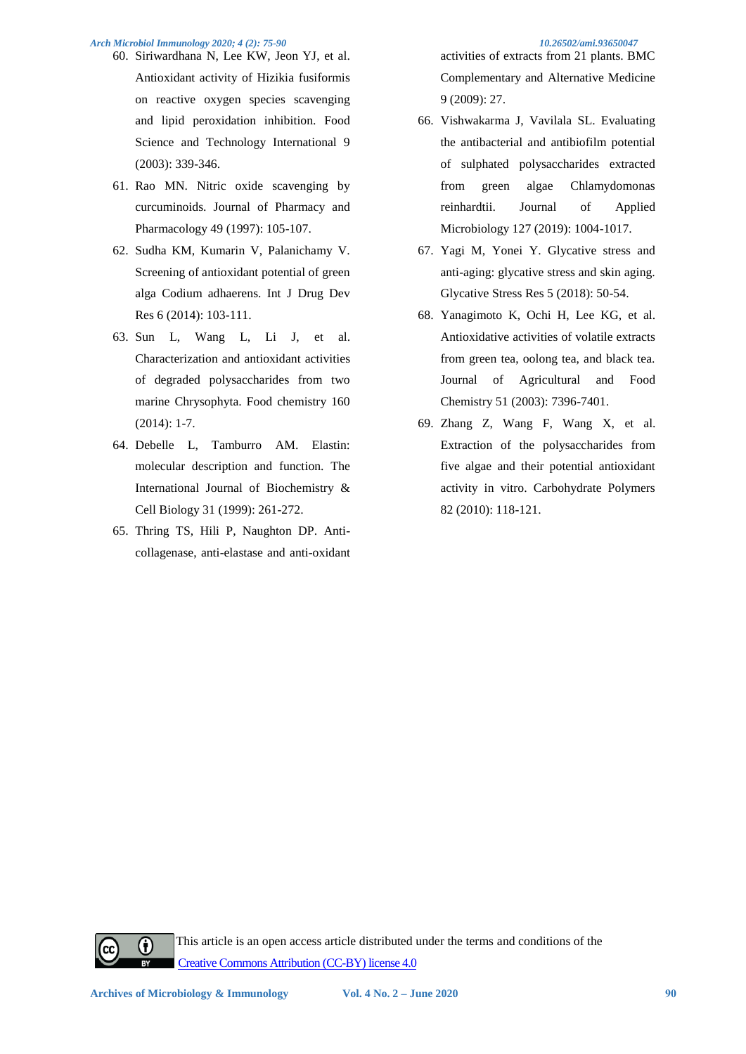60. Siriwardhana N, Lee KW, Jeon YJ, et al. Antioxidant activity of Hizikia fusiformis on reactive oxygen species scavenging and lipid peroxidation inhibition. Food Science and Technology International 9 (2003): 339-346.
61. Rao MN. Nitric oxide scavenging by curcuminoids. Journal of Pharmacy and Pharmacology 49 (1997): 105-107.
62. Sudha KM, Kumarin V, Palanichamy V. Screening of antioxidant potential of green alga Codium adhaerens. Int J Drug Dev Res 6 (2014): 103-111.
63. Sun L, Wang L, Li J, et al. Characterization and antioxidant activities of degraded polysaccharides from two marine Chrysophyta. Food chemistry 160 (2014): 1-7.
64. Debelle L, Tamburro AM. Elastin: molecular description and function. The International Journal of Biochemistry & Cell Biology 31 (1999): 261-272.
65. Thring TS, Hili P, Naughton DP. Anti-collagenase, anti-elastase and anti-oxidant activities of extracts from 21 plants. BMC Complementary and Alternative Medicine 9 (2009): 27.
66. Vishwakarma J, Vavilala SL. Evaluating the antibacterial and antibiofilm potential of sulphated polysaccharides extracted from green algae Chlamydomonas reinhardtii. Journal of Applied Microbiology 127 (2019): 1004-1017.
67. Yagi M, Yonei Y. Glycative stress and anti-aging: glycative stress and skin aging. Glycative Stress Res 5 (2018): 50-54.
68. Yanagimoto K, Ochi H, Lee KG, et al. Antioxidative activities of volatile extracts from green tea, oolong tea, and black tea. Journal of Agricultural and Food Chemistry 51 (2003): 7396-7401.
69. Zhang Z, Wang F, Wang X, et al. Extraction of the polysaccharides from five algae and their potential antioxidant activity in vitro. Carbohydrate Polymers 82 (2010): 118-121.

This article is an open access article distributed under the terms and conditions of the Creative Commons Attribution (CC-BY) license 4.0